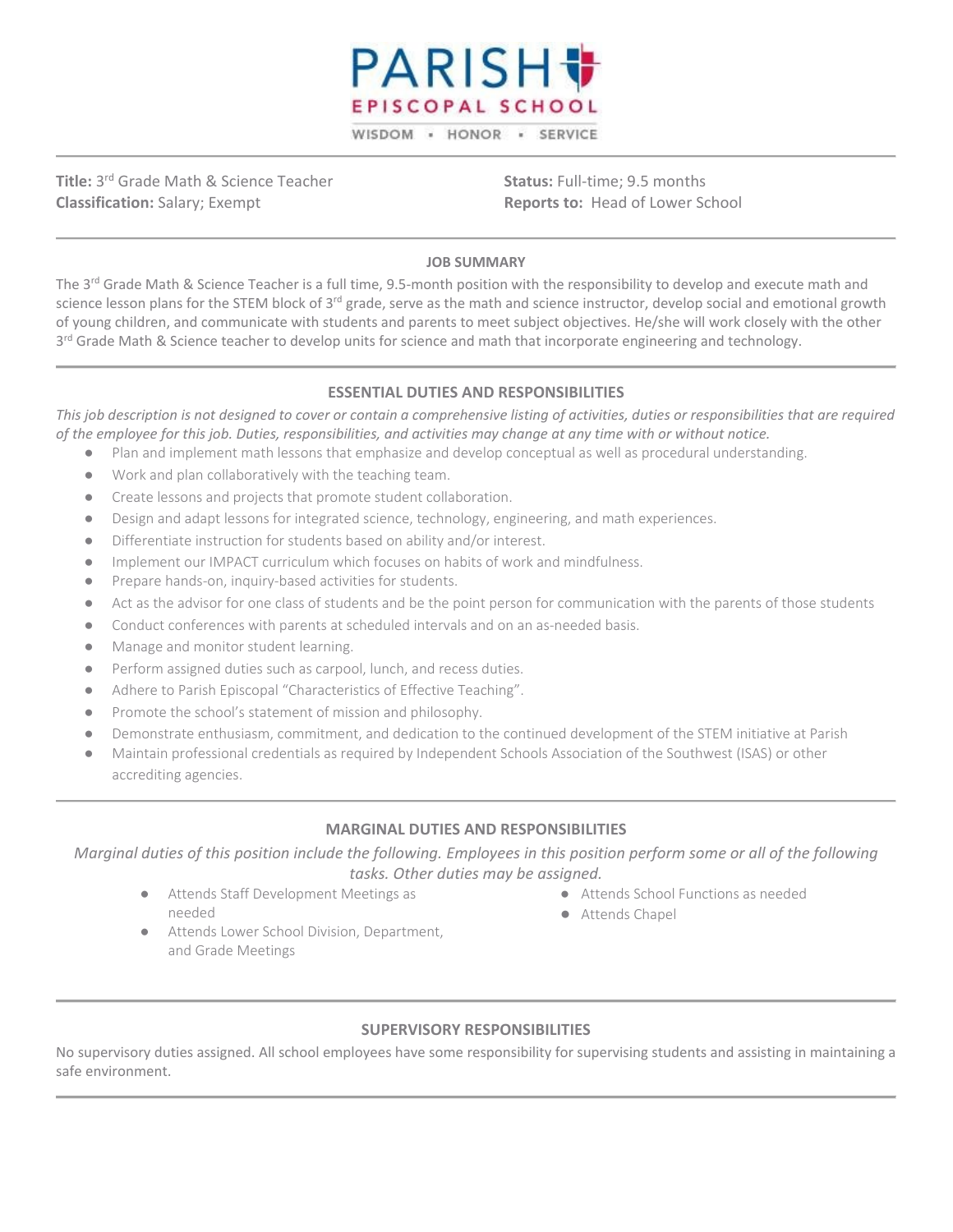# PARISH EPISCOPAL SCHOOL

WISDOM · HONOR · SERVICE

**Title:** 3rd Grade Math & Science Teacher
**Classification:** Salary; Exempt

**Status:** Full-time; 9.5 months
**Reports to:** Head of Lower School

## JOB SUMMARY

The 3rd Grade Math & Science Teacher is a full time, 9.5-month position with the responsibility to develop and execute math and science lesson plans for the STEM block of 3rd grade, serve as the math and science instructor, develop social and emotional growth of young children, and communicate with students and parents to meet subject objectives. He/she will work closely with the other 3rd Grade Math & Science teacher to develop units for science and math that incorporate engineering and technology.

## ESSENTIAL DUTIES AND RESPONSIBILITIES

*This job description is not designed to cover or contain a comprehensive listing of activities, duties or responsibilities that are required of the employee for this job. Duties, responsibilities, and activities may change at any time with or without notice.*

- Plan and implement math lessons that emphasize and develop conceptual as well as procedural understanding.
- Work and plan collaboratively with the teaching team.
- Create lessons and projects that promote student collaboration.
- Design and adapt lessons for integrated science, technology, engineering, and math experiences.
- Differentiate instruction for students based on ability and/or interest.
- Implement our IMPACT curriculum which focuses on habits of work and mindfulness.
- Prepare hands-on, inquiry-based activities for students.
- Act as the advisor for one class of students and be the point person for communication with the parents of those students
- Conduct conferences with parents at scheduled intervals and on an as-needed basis.
- Manage and monitor student learning.
- Perform assigned duties such as carpool, lunch, and recess duties.
- Adhere to Parish Episcopal "Characteristics of Effective Teaching".
- Promote the school's statement of mission and philosophy.
- Demonstrate enthusiasm, commitment, and dedication to the continued development of the STEM initiative at Parish
- Maintain professional credentials as required by Independent Schools Association of the Southwest (ISAS) or other accrediting agencies.

## MARGINAL DUTIES AND RESPONSIBILITIES

*Marginal duties of this position include the following. Employees in this position perform some or all of the following tasks. Other duties may be assigned.*

- Attends Staff Development Meetings as needed
- Attends Lower School Division, Department, and Grade Meetings
- Attends School Functions as needed
- Attends Chapel

## SUPERVISORY RESPONSIBILITIES

No supervisory duties assigned. All school employees have some responsibility for supervising students and assisting in maintaining a safe environment.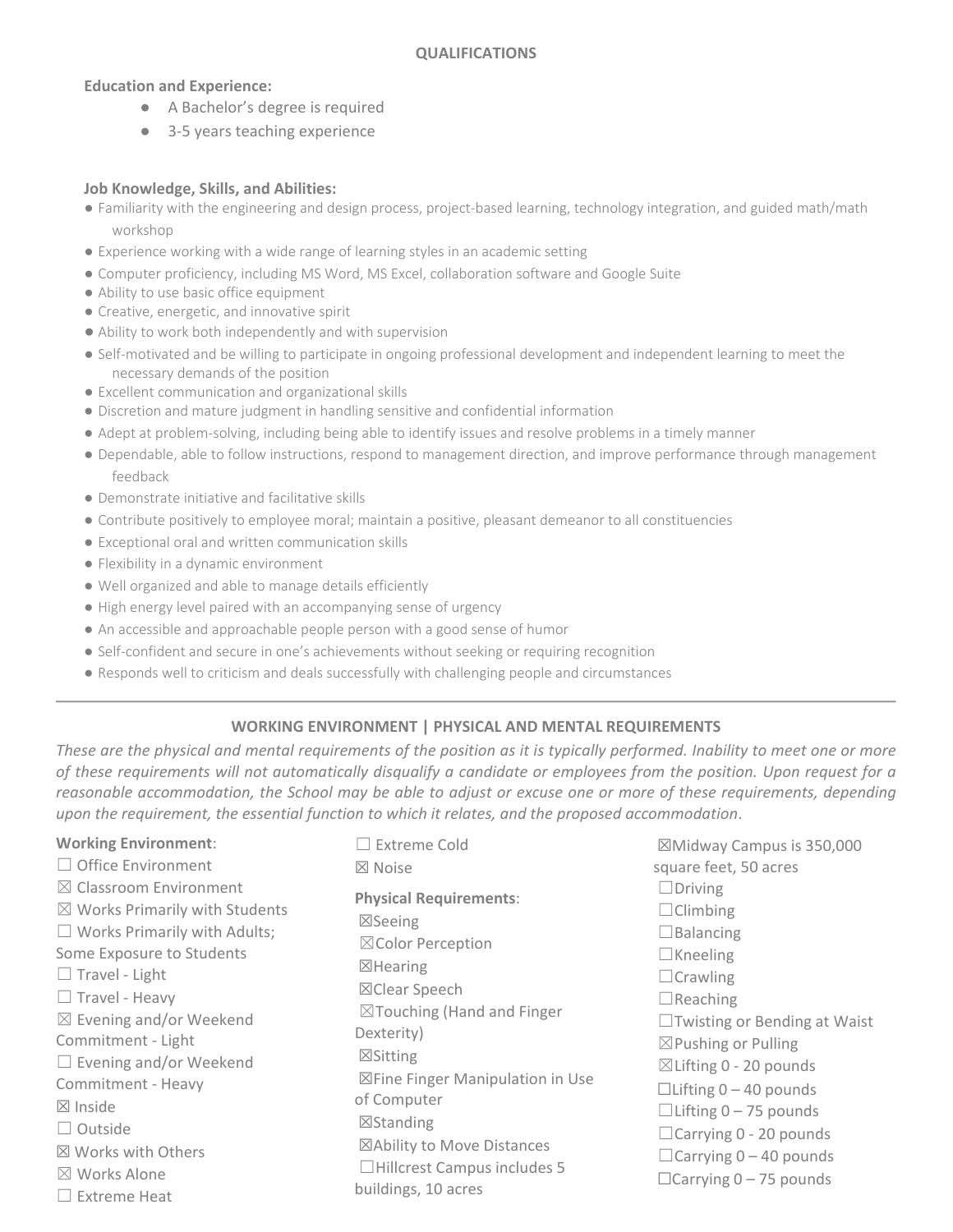## QUALIFICATIONS

**Education and Experience:**

- A Bachelor's degree is required
- 3-5 years teaching experience

**Job Knowledge, Skills, and Abilities:**

- Familiarity with the engineering and design process, project-based learning, technology integration, and guided math/math workshop
- Experience working with a wide range of learning styles in an academic setting
- Computer proficiency, including MS Word, MS Excel, collaboration software and Google Suite
- Ability to use basic office equipment
- Creative, energetic, and innovative spirit
- Ability to work both independently and with supervision
- Self-motivated and be willing to participate in ongoing professional development and independent learning to meet the necessary demands of the position
- Excellent communication and organizational skills
- Discretion and mature judgment in handling sensitive and confidential information
- Adept at problem-solving, including being able to identify issues and resolve problems in a timely manner
- Dependable, able to follow instructions, respond to management direction, and improve performance through management feedback
- Demonstrate initiative and facilitative skills
- Contribute positively to employee moral; maintain a positive, pleasant demeanor to all constituencies
- Exceptional oral and written communication skills
- Flexibility in a dynamic environment
- Well organized and able to manage details efficiently
- High energy level paired with an accompanying sense of urgency
- An accessible and approachable people person with a good sense of humor
- Self-confident and secure in one's achievements without seeking or requiring recognition
- Responds well to criticism and deals successfully with challenging people and circumstances

---

## WORKING ENVIRONMENT | PHYSICAL AND MENTAL REQUIREMENTS

*These are the physical and mental requirements of the position as it is typically performed. Inability to meet one or more of these requirements will not automatically disqualify a candidate or employees from the position. Upon request for a reasonable accommodation, the School may be able to adjust or excuse one or more of these requirements, depending upon the requirement, the essential function to which it relates, and the proposed accommodation*.

**Working Environment**:

☐ Office Environment
☒ Classroom Environment
☒ Works Primarily with Students
☐ Works Primarily with Adults; Some Exposure to Students
☐ Travel - Light
☐ Travel - Heavy
☒ Evening and/or Weekend Commitment - Light
☐ Evening and/or Weekend Commitment - Heavy
☒ Inside
☐ Outside
☒ Works with Others
☒ Works Alone
☐ Extreme Heat
☐ Extreme Cold
☒ Noise

**Physical Requirements**:

☒Seeing
☒Color Perception
☒Hearing
☒Clear Speech
☒Touching (Hand and Finger Dexterity)
☒Sitting
☒Fine Finger Manipulation in Use of Computer
☒Standing
☒Ability to Move Distances
☐Hillcrest Campus includes 5 buildings, 10 acres
☒Midway Campus is 350,000 square feet, 50 acres
☐Driving
☐Climbing
☐Balancing
☐Kneeling
☐Crawling
☐Reaching
☐Twisting or Bending at Waist
☒Pushing or Pulling
☒Lifting 0 - 20 pounds
☐Lifting 0 – 40 pounds
☐Lifting 0 – 75 pounds
☐Carrying 0 - 20 pounds
☐Carrying 0 – 40 pounds
☐Carrying 0 – 75 pounds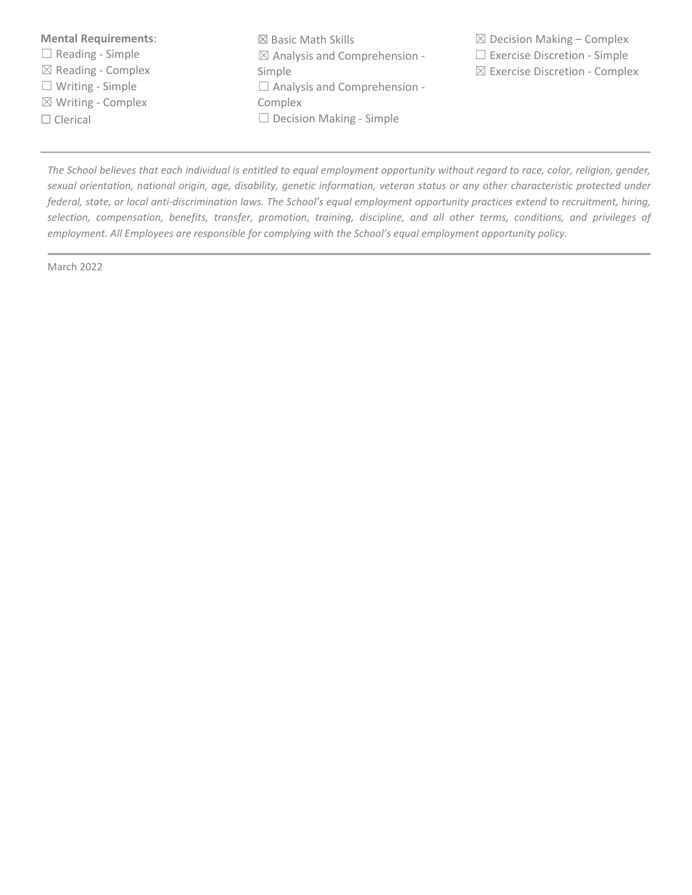**Mental Requirements**:

☐ Reading - Simple
☒ Reading - Complex
☐ Writing - Simple
☒ Writing - Complex
☐ Clerical
☒ Basic Math Skills
☒ Analysis and Comprehension - Simple
☐ Analysis and Comprehension - Complex
☐ Decision Making - Simple
☒ Decision Making – Complex
☐ Exercise Discretion - Simple
☒ Exercise Discretion - Complex

---

*The School believes that each individual is entitled to equal employment opportunity without regard to race, color, religion, gender, sexual orientation, national origin, age, disability, genetic information, veteran status or any other characteristic protected under federal, state, or local anti-discrimination laws. The School's equal employment opportunity practices extend to recruitment, hiring, selection, compensation, benefits, transfer, promotion, training, discipline, and all other terms, conditions, and privileges of employment. All Employees are responsible for complying with the School's equal employment opportunity policy.*

---

March 2022